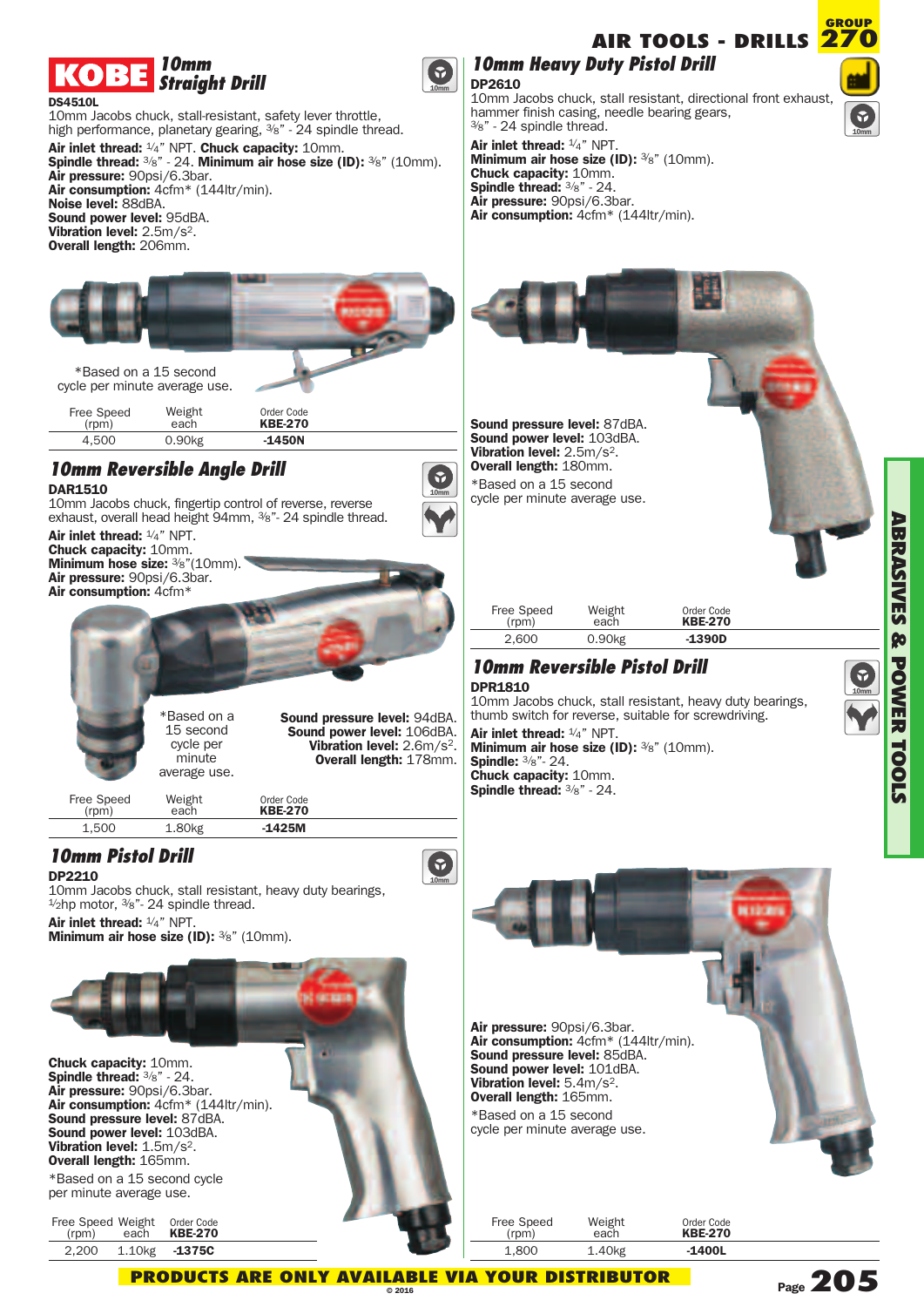# AIR TOOLS - DRILLS

GROUP **270**

## KOBE 10mm Straight Drill

**DS4510L**

10mm Jacobs chuck, stall-resistant, safety lever throttle, high performance, planetary gearing, ⅜" - 24 spindle thread.

**Air inlet thread:** ¼" NPT. **Chuck capacity:** 10mm.
**Spindle thread:** ⅜" - 24. **Minimum air hose size (ID):** ⅜" (10mm).
**Air pressure:** 90psi/6.3bar.
**Air consumption:** 4cfm* (144ltr/min).
**Noise level:** 88dBA.
**Sound power level:** 95dBA.
**Vibration level:** 2.5m/s².
**Overall length:** 206mm.

*Based on a 15 second cycle per minute average use.

| Free Speed (rpm) | Weight each | Order Code KBE-270 |
|---|---|---|
| 4,500 | 0.90kg | -1450N |

## 10mm Reversible Angle Drill

**DAR1510**

10mm Jacobs chuck, fingertip control of reverse, reverse exhaust, overall head height 94mm, ⅜"- 24 spindle thread.

**Air inlet thread:** ¼" NPT.
**Chuck capacity:** 10mm.
**Minimum hose size:** ⅜"(10mm).
**Air pressure:** 90psi/6.3bar.
**Air consumption:** 4cfm*

*Based on a 15 second cycle per minute average use.

**Sound pressure level:** 94dBA.
**Sound power level:** 106dBA.
**Vibration level:** 2.6m/s².
**Overall length:** 178mm.

| Free Speed (rpm) | Weight each | Order Code KBE-270 |
|---|---|---|
| 1,500 | 1.80kg | -1425M |

## 10mm Pistol Drill

**DP2210**

10mm Jacobs chuck, stall resistant, heavy duty bearings, ½hp motor, ⅜"- 24 spindle thread.

**Air inlet thread:** ¼" NPT.
**Minimum air hose size (ID):** ⅜" (10mm).

**Chuck capacity:** 10mm.
**Spindle thread:** ⅜" - 24.
**Air pressure:** 90psi/6.3bar.
**Air consumption:** 4cfm* (144ltr/min).
**Sound pressure level:** 87dBA.
**Sound power level:** 103dBA.
**Vibration level:** 1.5m/s².
**Overall length:** 165mm.

*Based on a 15 second cycle per minute average use.

| Free Speed (rpm) | Weight each | Order Code KBE-270 |
|---|---|---|
| 2,200 | 1.10kg | -1375C |

## 10mm Heavy Duty Pistol Drill

**DP2610**

10mm Jacobs chuck, stall resistant, directional front exhaust, hammer finish casing, needle bearing gears, ⅜" - 24 spindle thread.

**Air inlet thread:** ¼" NPT.
**Minimum air hose size (ID):** ⅜" (10mm).
**Chuck capacity:** 10mm.
**Spindle thread:** ⅜" - 24.
**Air pressure:** 90psi/6.3bar.
**Air consumption:** 4cfm* (144ltr/min).

**Sound pressure level:** 87dBA.
**Sound power level:** 103dBA.
**Vibration level:** 2.5m/s².
**Overall length:** 180mm.

*Based on a 15 second cycle per minute average use.

| Free Speed (rpm) | Weight each | Order Code KBE-270 |
|---|---|---|
| 2,600 | 0.90kg | -1390D |

## 10mm Reversible Pistol Drill

**DPR1810**

10mm Jacobs chuck, stall resistant, heavy duty bearings, thumb switch for reverse, suitable for screwdriving.

**Air inlet thread:** ¼" NPT.
**Minimum air hose size (ID):** ⅜" (10mm).
**Spindle:** ⅜"- 24.
**Chuck capacity:** 10mm.
**Spindle thread:** ⅜" - 24.

**Air pressure:** 90psi/6.3bar.
**Air consumption:** 4cfm* (144ltr/min).
**Sound pressure level:** 85dBA.
**Sound power level:** 101dBA.
**Vibration level:** 5.4m/s².
**Overall length:** 165mm.

*Based on a 15 second cycle per minute average use.

| Free Speed (rpm) | Weight each | Order Code KBE-270 |
|---|---|---|
| 1,800 | 1.40kg | -1400L |

ABRASIVES & POWER TOOLS

**PRODUCTS ARE ONLY AVAILABLE VIA YOUR DISTRIBUTOR**

© 2016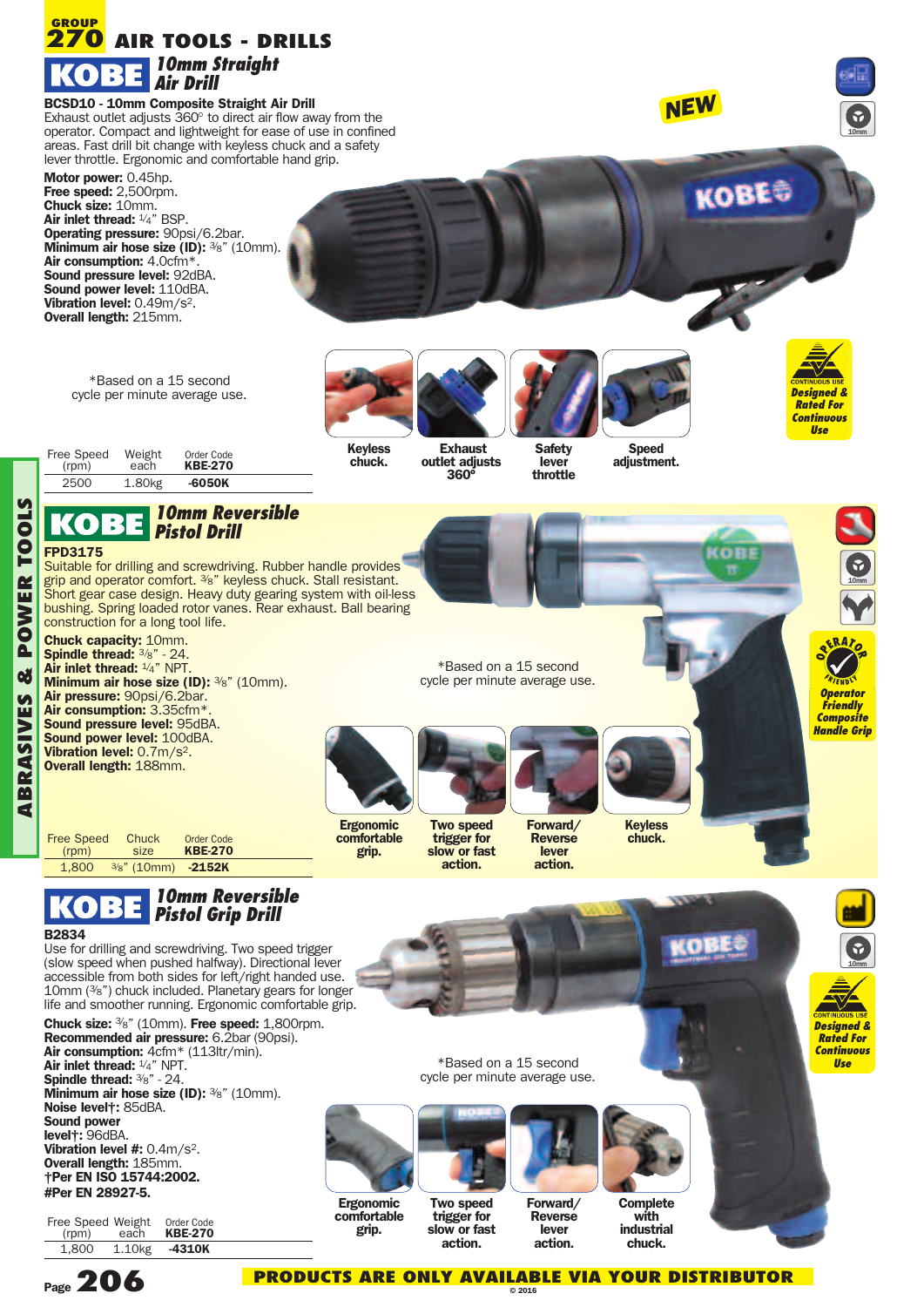# GROUP 270 AIR TOOLS - DRILLS

## KOBE 10mm Straight Air Drill

NEW

**BCSD10 - 10mm Composite Straight Air Drill**
Exhaust outlet adjusts 360° to direct air flow away from the operator. Compact and lightweight for ease of use in confined areas. Fast drill bit change with keyless chuck and a safety lever throttle. Ergonomic and comfortable hand grip.

**Motor power:** 0.45hp.
**Free speed:** 2,500rpm.
**Chuck size:** 10mm.
**Air inlet thread:** ¼" BSP.
**Operating pressure:** 90psi/6.2bar.
**Minimum air hose size (ID):** ⅜" (10mm).
**Air consumption:** 4.0cfm*.
**Sound pressure level:** 92dBA.
**Sound power level:** 110dBA.
**Vibration level:** 0.49m/s².
**Overall length:** 215mm.

*Based on a 15 second cycle per minute average use.

Keyless chuck. | Exhaust outlet adjusts 360° | Safety lever throttle | Speed adjustment.

Designed & Rated For Continuous Use

| Free Speed (rpm) | Weight each | Order Code KBE-270 |
|---|---|---|
| 2500 | 1.80kg | -6050K |

## KOBE 10mm Reversible Pistol Drill

**FPD3175**
Suitable for drilling and screwdriving. Rubber handle provides grip and operator comfort. ⅜" keyless chuck. Stall resistant. Short gear case design. Heavy duty gearing system with oil-less bushing. Spring loaded rotor vanes. Rear exhaust. Ball bearing construction for a long tool life.

**Chuck capacity:** 10mm.
**Spindle thread:** ⅜" - 24.
**Air inlet thread:** ¼" NPT.
**Minimum air hose size (ID):** ⅜" (10mm).
**Air pressure:** 90psi/6.2bar.
**Air consumption:** 3.35cfm*.
**Sound pressure level:** 95dBA.
**Sound power level:** 100dBA.
**Vibration level:** 0.7m/s².
**Overall length:** 188mm.

*Based on a 15 second cycle per minute average use.

Ergonomic comfortable grip. | Two speed trigger for slow or fast action. | Forward/ Reverse lever action. | Keyless chuck.

Operator Friendly Composite Handle Grip

| Free Speed (rpm) | Chuck size | Order Code KBE-270 |
|---|---|---|
| 1,800 | ⅜" (10mm) | -2152K |

## KOBE 10mm Reversible Pistol Grip Drill

**B2834**
Use for drilling and screwdriving. Two speed trigger (slow speed when pushed halfway). Directional lever accessible from both sides for left/right handed use. 10mm (⅜") chuck included. Planetary gears for longer life and smoother running. Ergonomic comfortable grip.

**Chuck size:** ⅜" (10mm). **Free speed:** 1,800rpm.
**Recommended air pressure:** 6.2bar (90psi).
**Air consumption:** 4cfm* (113ltr/min).
**Air inlet thread:** ¼" NPT.
**Spindle thread:** ⅜" - 24.
**Minimum air hose size (ID):** ⅜" (10mm).
**Noise level†:** 85dBA.
**Sound power level†:** 96dBA.
**Vibration level #:** 0.4m/s².
**Overall length:** 185mm.
**†Per EN ISO 15744:2002.**
**#Per EN 28927-5.**

*Based on a 15 second cycle per minute average use.

Ergonomic comfortable grip. | Two speed trigger for slow or fast action. | Forward/ Reverse lever action. | Complete with industrial chuck.

Designed & Rated For Continuous Use

| Free Speed (rpm) | Weight each | Order Code KBE-270 |
|---|---|---|
| 1,800 | 1.10kg | -4310K |

**PRODUCTS ARE ONLY AVAILABLE VIA YOUR DISTRIBUTOR**
© 2016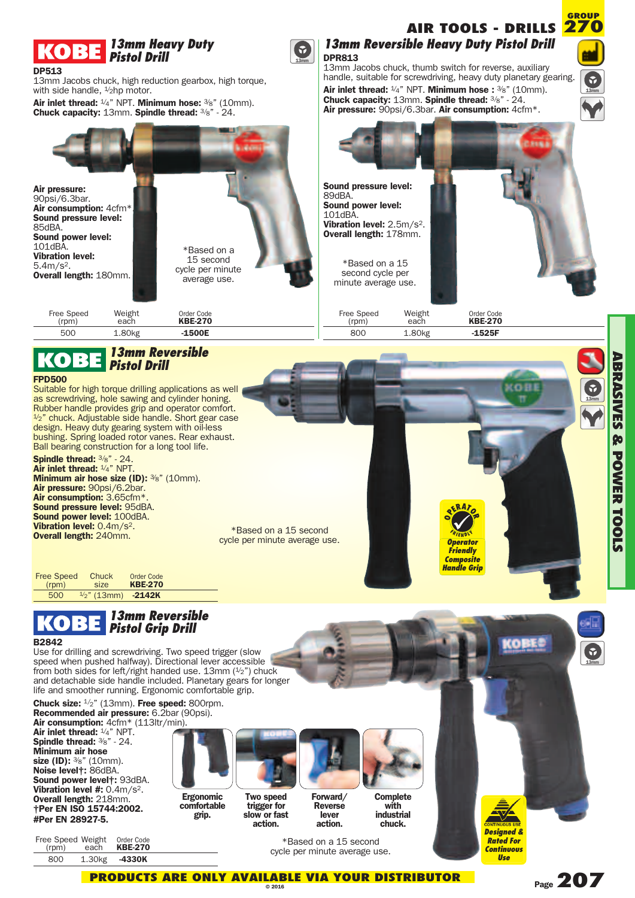# AIR TOOLS - DRILLS

GROUP 270

## KOBE 13mm Heavy Duty Pistol Drill

**DP513**

13mm Jacobs chuck, high reduction gearbox, high torque, with side handle, ½hp motor.

**Air inlet thread:** ¼" NPT. **Minimum hose:** ⅜" (10mm).
**Chuck capacity:** 13mm. **Spindle thread:** ⅜" - 24.

**Air pressure:** 90psi/6.3bar.
**Air consumption:** 4cfm*.
**Sound pressure level:** 85dBA.
**Sound power level:** 101dBA.
**Vibration level:** 5.4m/s².
**Overall length:** 180mm.

*Based on a 15 second cycle per minute average use.

| Free Speed (rpm) | Weight each | Order Code KBE-270 |
|---|---|---|
| 500 | 1.80kg | -1500E |

## 13mm Reversible Heavy Duty Pistol Drill

**DPR813**

13mm Jacobs chuck, thumb switch for reverse, auxiliary handle, suitable for screwdriving, heavy duty planetary gearing.

**Air inlet thread:** ¼" NPT. **Minimum hose :** ⅜" (10mm).
**Chuck capacity:** 13mm. **Spindle thread:** ⅜" - 24.
**Air pressure:** 90psi/6.3bar. **Air consumption:** 4cfm*.

**Sound pressure level:** 89dBA.
**Sound power level:** 101dBA.
**Vibration level:** 2.5m/s².
**Overall length:** 178mm.

*Based on a 15 second cycle per minute average use.

| Free Speed (rpm) | Weight each | Order Code KBE-270 |
|---|---|---|
| 800 | 1.80kg | -1525F |

## KOBE 13mm Reversible Pistol Drill

**FPD500**

Suitable for high torque drilling applications as well as screwdriving, hole sawing and cylinder honing. Rubber handle provides grip and operator comfort. ½" chuck. Adjustable side handle. Short gear case design. Heavy duty gearing system with oil-less bushing. Spring loaded rotor vanes. Rear exhaust. Ball bearing construction for a long tool life.

**Spindle thread:** ⅜" - 24.
**Air inlet thread:** ¼" NPT.
**Minimum air hose size (ID):** ⅜" (10mm).
**Air pressure:** 90psi/6.2bar.
**Air consumption:** 3.65cfm*.
**Sound pressure level:** 95dBA.
**Sound power level:** 100dBA.
**Vibration level:** 0.4m/s².
**Overall length:** 240mm.

*Based on a 15 second cycle per minute average use.

Operator Friendly Composite Handle Grip

| Free Speed (rpm) | Chuck size | Order Code KBE-270 |
|---|---|---|
| 500 | ½" (13mm) | -2142K |

## KOBE 13mm Reversible Pistol Grip Drill

**B2842**

Use for drilling and screwdriving. Two speed trigger (slow speed when pushed halfway). Directional lever accessible from both sides for left/right handed use. 13mm (½") chuck and detachable side handle included. Planetary gears for longer life and smoother running. Ergonomic comfortable grip.

**Chuck size:** ½" (13mm). **Free speed:** 800rpm.
**Recommended air pressure:** 6.2bar (90psi).
**Air consumption:** 4cfm* (113ltr/min).
**Air inlet thread:** ¼" NPT.
**Spindle thread:** ⅜" - 24.
**Minimum air hose size (ID):** ⅜" (10mm).
**Noise level†:** 86dBA.
**Sound power level†:** 93dBA.
**Vibration level #:** 0.4m/s².
**Overall length:** 218mm.
**†Per EN ISO 15744:2002.**
**#Per EN 28927-5.**

Ergonomic comfortable grip.

Two speed trigger for slow or fast action.

Forward/ Reverse lever action.

Complete with industrial chuck.

Continuous Use — Designed & Rated For Continuous Use

*Based on a 15 second cycle per minute average use.

| Free Speed (rpm) | Weight each | Order Code KBE-270 |
|---|---|---|
| 800 | 1.30kg | -4330K |

ABRASIVES & POWER TOOLS

PRODUCTS ARE ONLY AVAILABLE VIA YOUR DISTRIBUTOR

© 2016